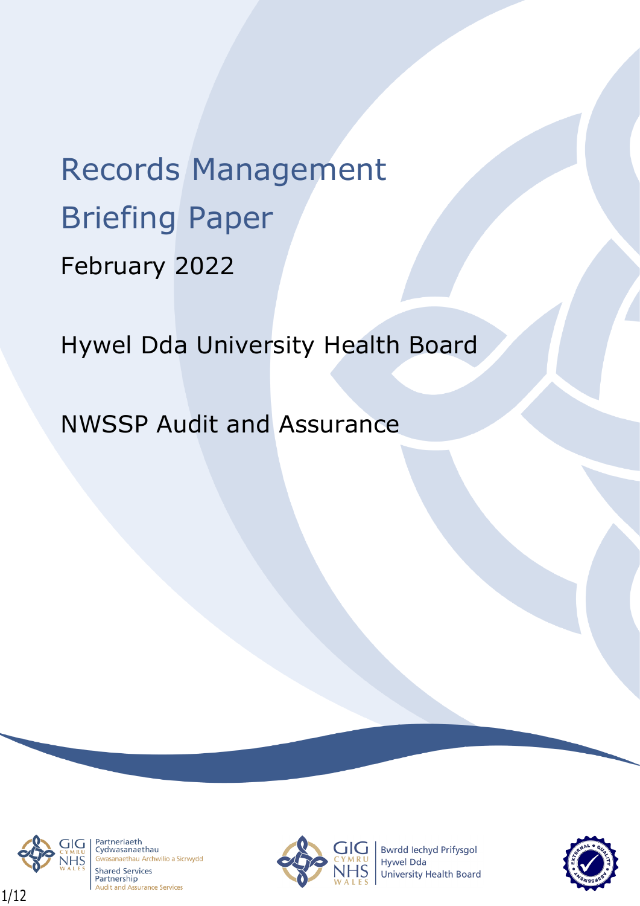# Records Management Briefing Paper

February 2022

Hywel Dda University Health Board

NWSSP Audit and Assurance

Partneriaeth Cydwasanaethau
Gwasanaethau Archwilio a Sicrwydd
Shared Services Partnership
Audit and Assurance Services

Bwrdd Iechyd Prifysgol Hywel Dda
University Health Board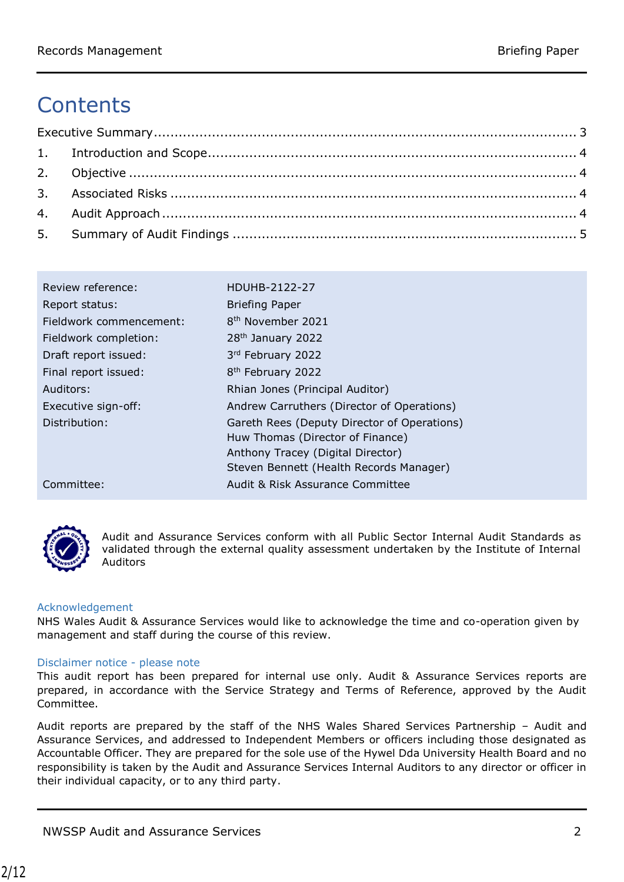# Contents

Executive Summary ........................................................ 3

1. Introduction and Scope ........................................................ 4
2. Objective ........................................................ 4
3. Associated Risks ........................................................ 4
4. Audit Approach ........................................................ 4
5. Summary of Audit Findings ........................................................ 5

| | |
|---|---|
| Review reference: | HDUHB-2122-27 |
| Report status: | Briefing Paper |
| Fieldwork commencement: | 8th November 2021 |
| Fieldwork completion: | 28th January 2022 |
| Draft report issued: | 3rd February 2022 |
| Final report issued: | 8th February 2022 |
| Auditors: | Rhian Jones (Principal Auditor) |
| Executive sign-off: | Andrew Carruthers (Director of Operations) |
| Distribution: | Gareth Rees (Deputy Director of Operations)<br>Huw Thomas (Director of Finance)<br>Anthony Tracey (Digital Director)<br>Steven Bennett (Health Records Manager) |
| Committee: | Audit & Risk Assurance Committee |

Audit and Assurance Services conform with all Public Sector Internal Audit Standards as validated through the external quality assessment undertaken by the Institute of Internal Auditors

### Acknowledgement

NHS Wales Audit & Assurance Services would like to acknowledge the time and co-operation given by management and staff during the course of this review.

### Disclaimer notice - please note

This audit report has been prepared for internal use only. Audit & Assurance Services reports are prepared, in accordance with the Service Strategy and Terms of Reference, approved by the Audit Committee.

Audit reports are prepared by the staff of the NHS Wales Shared Services Partnership – Audit and Assurance Services, and addressed to Independent Members or officers including those designated as Accountable Officer. They are prepared for the sole use of the Hywel Dda University Health Board and no responsibility is taken by the Audit and Assurance Services Internal Auditors to any director or officer in their individual capacity, or to any third party.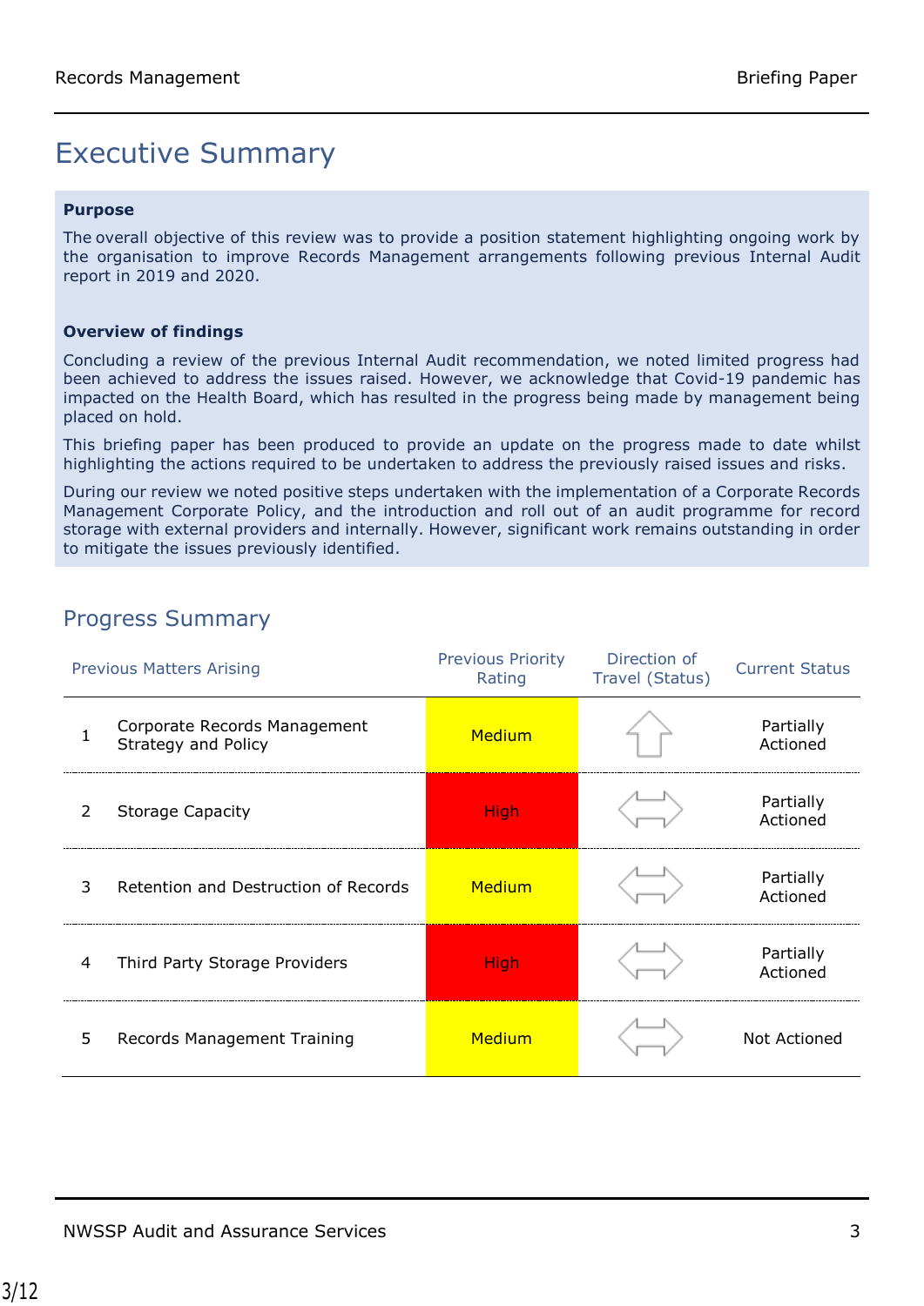# Executive Summary

**Purpose**

The overall objective of this review was to provide a position statement highlighting ongoing work by the organisation to improve Records Management arrangements following previous Internal Audit report in 2019 and 2020.

**Overview of findings**

Concluding a review of the previous Internal Audit recommendation, we noted limited progress had been achieved to address the issues raised. However, we acknowledge that Covid-19 pandemic has impacted on the Health Board, which has resulted in the progress being made by management being placed on hold.

This briefing paper has been produced to provide an update on the progress made to date whilst highlighting the actions required to be undertaken to address the previously raised issues and risks.

During our review we noted positive steps undertaken with the implementation of a Corporate Records Management Corporate Policy, and the introduction and roll out of an audit programme for record storage with external providers and internally. However, significant work remains outstanding in order to mitigate the issues previously identified.

## Progress Summary

| | Previous Matters Arising | Previous Priority Rating | Direction of Travel (Status) | Current Status |
|---|---|---|---|---|
| 1 | Corporate Records Management Strategy and Policy | Medium | ⇧ | Partially Actioned |
| 2 | Storage Capacity | High | ⇔ | Partially Actioned |
| 3 | Retention and Destruction of Records | Medium | ⇔ | Partially Actioned |
| 4 | Third Party Storage Providers | High | ⇔ | Partially Actioned |
| 5 | Records Management Training | Medium | ⇔ | Not Actioned |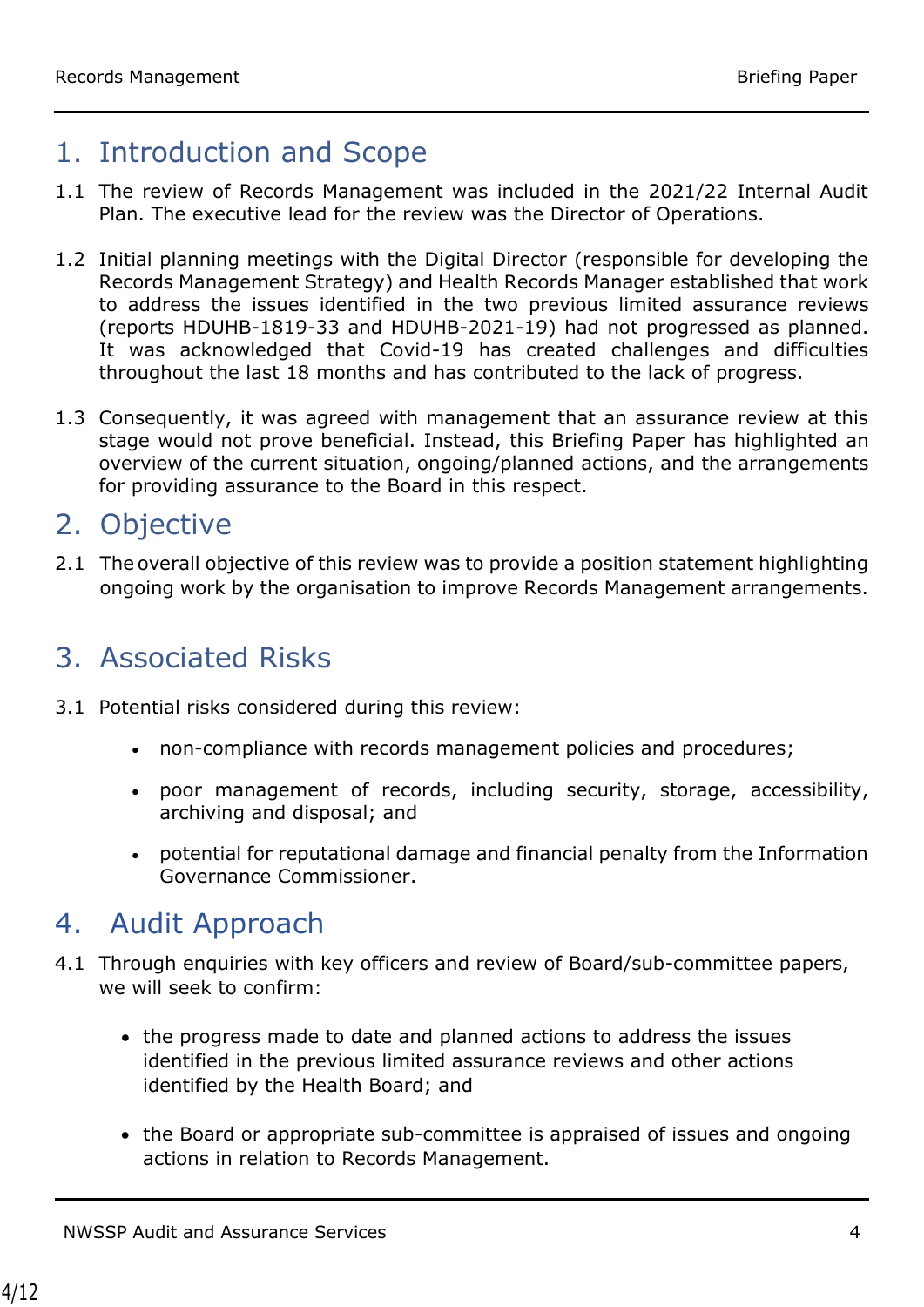## 1. Introduction and Scope

1.1 The review of Records Management was included in the 2021/22 Internal Audit Plan. The executive lead for the review was the Director of Operations.

1.2 Initial planning meetings with the Digital Director (responsible for developing the Records Management Strategy) and Health Records Manager established that work to address the issues identified in the two previous limited assurance reviews (reports HDUHB-1819-33 and HDUHB-2021-19) had not progressed as planned. It was acknowledged that Covid-19 has created challenges and difficulties throughout the last 18 months and has contributed to the lack of progress.

1.3 Consequently, it was agreed with management that an assurance review at this stage would not prove beneficial. Instead, this Briefing Paper has highlighted an overview of the current situation, ongoing/planned actions, and the arrangements for providing assurance to the Board in this respect.

## 2. Objective

2.1 The overall objective of this review was to provide a position statement highlighting ongoing work by the organisation to improve Records Management arrangements.

## 3. Associated Risks

3.1 Potential risks considered during this review:

- non-compliance with records management policies and procedures;
- poor management of records, including security, storage, accessibility, archiving and disposal; and
- potential for reputational damage and financial penalty from the Information Governance Commissioner.

## 4. Audit Approach

4.1 Through enquiries with key officers and review of Board/sub-committee papers, we will seek to confirm:

- the progress made to date and planned actions to address the issues identified in the previous limited assurance reviews and other actions identified by the Health Board; and
- the Board or appropriate sub-committee is appraised of issues and ongoing actions in relation to Records Management.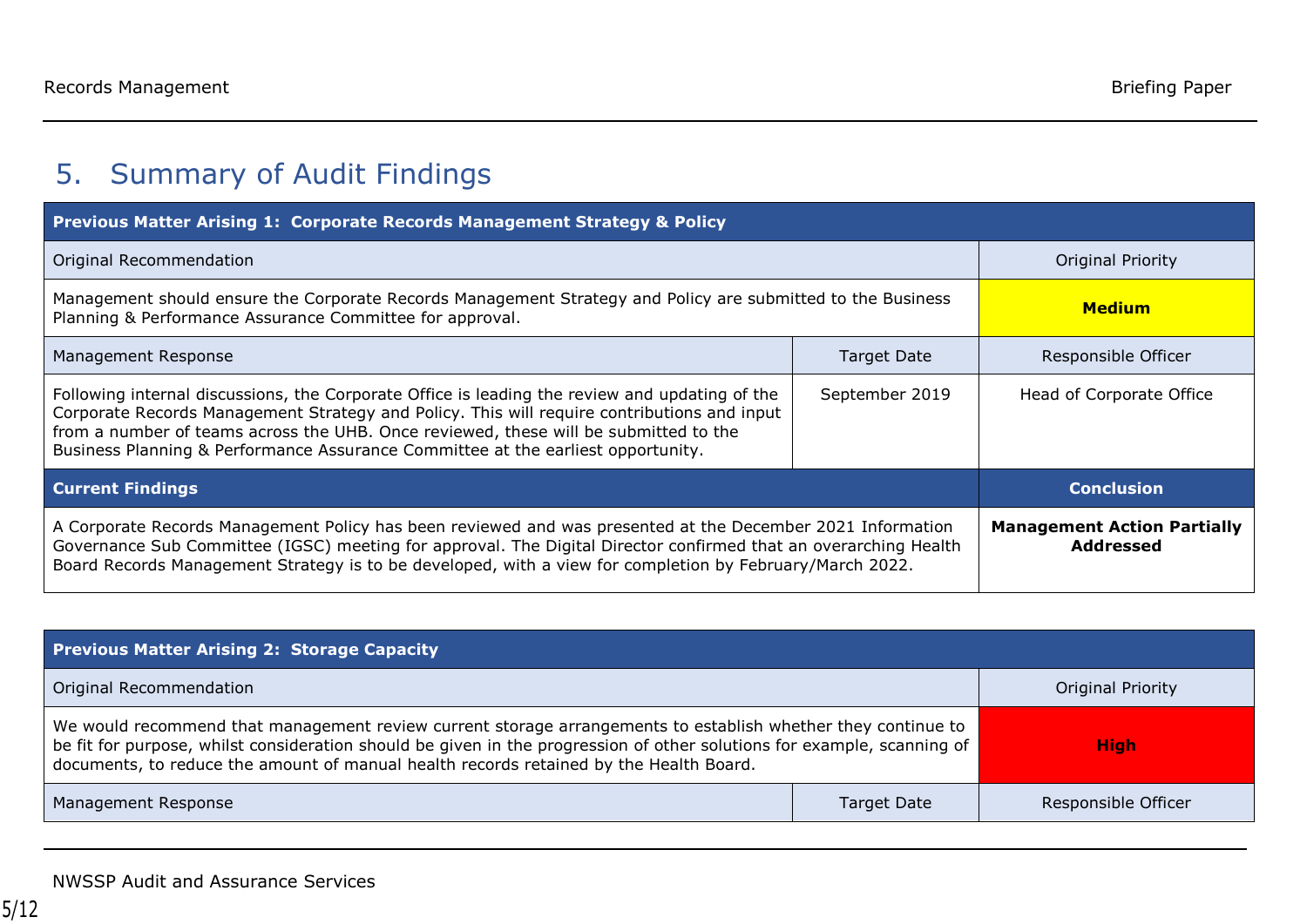## 5. Summary of Audit Findings

| **Previous Matter Arising 1: Corporate Records Management Strategy & Policy** | | |
|---|---|---|
| Original Recommendation | | Original Priority |
| Management should ensure the Corporate Records Management Strategy and Policy are submitted to the Business Planning & Performance Assurance Committee for approval. | | **Medium** |
| Management Response | Target Date | Responsible Officer |
| Following internal discussions, the Corporate Office is leading the review and updating of the Corporate Records Management Strategy and Policy. This will require contributions and input from a number of teams across the UHB. Once reviewed, these will be submitted to the Business Planning & Performance Assurance Committee at the earliest opportunity. | September 2019 | Head of Corporate Office |
| **Current Findings** | | **Conclusion** |
| A Corporate Records Management Policy has been reviewed and was presented at the December 2021 Information Governance Sub Committee (IGSC) meeting for approval. The Digital Director confirmed that an overarching Health Board Records Management Strategy is to be developed, with a view for completion by February/March 2022. | | **Management Action Partially Addressed** |

| **Previous Matter Arising 2: Storage Capacity** | | |
|---|---|---|
| Original Recommendation | | Original Priority |
| We would recommend that management review current storage arrangements to establish whether they continue to be fit for purpose, whilst consideration should be given in the progression of other solutions for example, scanning of documents, to reduce the amount of manual health records retained by the Health Board. | | **High** |
| Management Response | Target Date | Responsible Officer |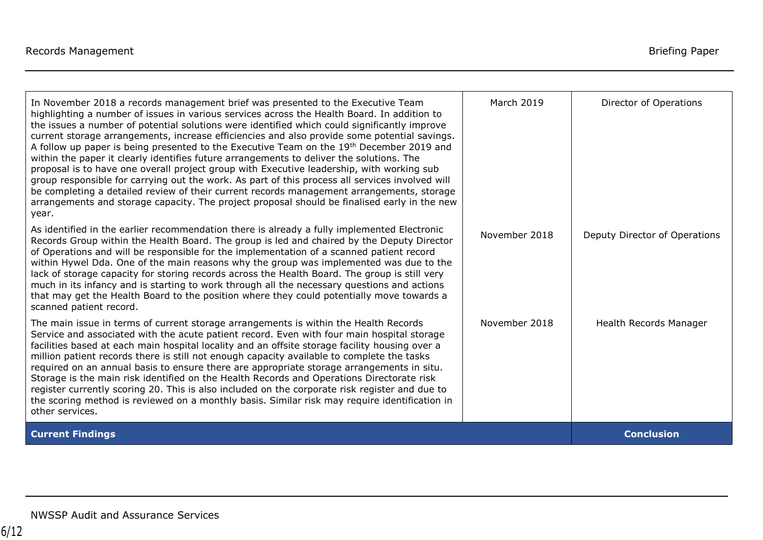| | | |
|---|---|---|
| In November 2018 a records management brief was presented to the Executive Team highlighting a number of issues in various services across the Health Board. In addition to the issues a number of potential solutions were identified which could significantly improve current storage arrangements, increase efficiencies and also provide some potential savings. A follow up paper is being presented to the Executive Team on the 19th December 2019 and within the paper it clearly identifies future arrangements to deliver the solutions. The proposal is to have one overall project group with Executive leadership, with working sub group responsible for carrying out the work. As part of this process all services involved will be completing a detailed review of their current records management arrangements, storage arrangements and storage capacity. The project proposal should be finalised early in the new year. | March 2019 | Director of Operations |
| As identified in the earlier recommendation there is already a fully implemented Electronic Records Group within the Health Board. The group is led and chaired by the Deputy Director of Operations and will be responsible for the implementation of a scanned patient record within Hywel Dda. One of the main reasons why the group was implemented was due to the lack of storage capacity for storing records across the Health Board. The group is still very much in its infancy and is starting to work through all the necessary questions and actions that may get the Health Board to the position where they could potentially move towards a scanned patient record. | November 2018 | Deputy Director of Operations |
| The main issue in terms of current storage arrangements is within the Health Records Service and associated with the acute patient record. Even with four main hospital storage facilities based at each main hospital locality and an offsite storage facility housing over a million patient records there is still not enough capacity available to complete the tasks required on an annual basis to ensure there are appropriate storage arrangements in situ. Storage is the main risk identified on the Health Records and Operations Directorate risk register currently scoring 20. This is also included on the corporate risk register and due to the scoring method is reviewed on a monthly basis. Similar risk may require identification in other services. | November 2018 | Health Records Manager |
| **Current Findings** | | **Conclusion** |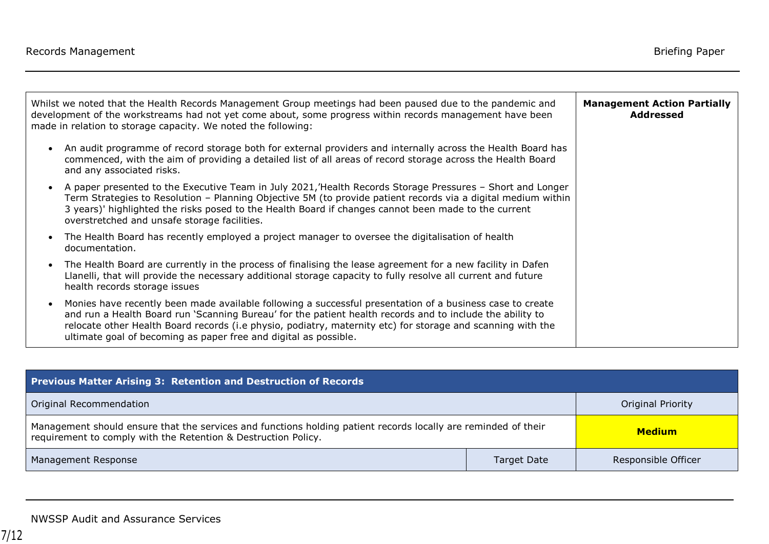| | |
|---|---|
| Whilst we noted that the Health Records Management Group meetings had been paused due to the pandemic and development of the workstreams had not yet come about, some progress within records management have been made in relation to storage capacity. We noted the following:<br><br>• An audit programme of record storage both for external providers and internally across the Health Board has commenced, with the aim of providing a detailed list of all areas of record storage across the Health Board and any associated risks.<br>• A paper presented to the Executive Team in July 2021,'Health Records Storage Pressures – Short and Longer Term Strategies to Resolution – Planning Objective 5M (to provide patient records via a digital medium within 3 years)' highlighted the risks posed to the Health Board if changes cannot been made to the current overstretched and unsafe storage facilities.<br>• The Health Board has recently employed a project manager to oversee the digitalisation of health documentation.<br>• The Health Board are currently in the process of finalising the lease agreement for a new facility in Dafen Llanelli, that will provide the necessary additional storage capacity to fully resolve all current and future health records storage issues<br>• Monies have recently been made available following a successful presentation of a business case to create and run a Health Board run 'Scanning Bureau' for the patient health records and to include the ability to relocate other Health Board records (i.e physio, podiatry, maternity etc) for storage and scanning with the ultimate goal of becoming as paper free and digital as possible. | **Management Action Partially Addressed** |

| **Previous Matter Arising 3: Retention and Destruction of Records** | | |
|---|---|---|
| Original Recommendation | | Original Priority |
| Management should ensure that the services and functions holding patient records locally are reminded of their requirement to comply with the Retention & Destruction Policy. | | **Medium** |
| Management Response | Target Date | Responsible Officer |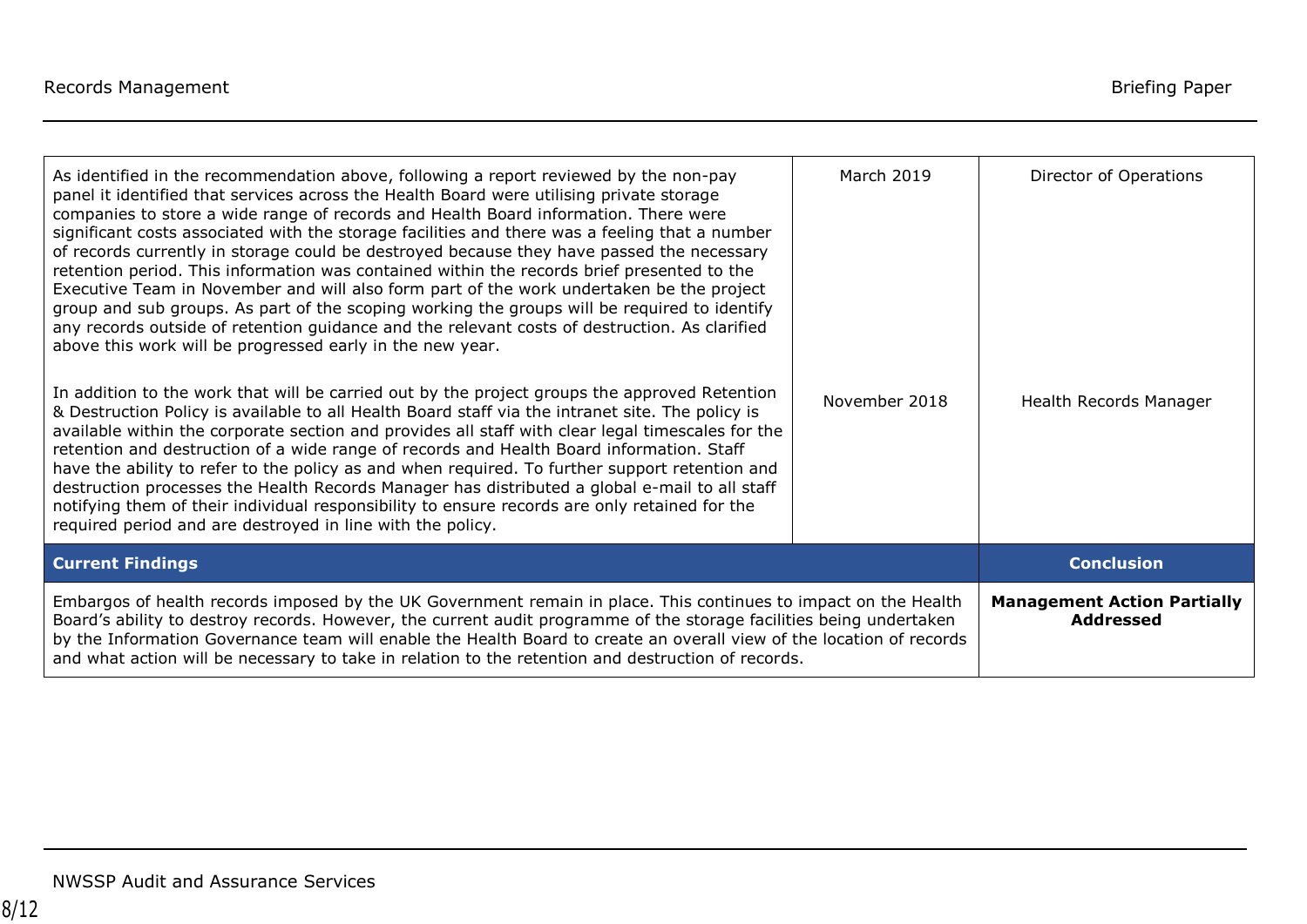| | | |
|---|---|---|
| As identified in the recommendation above, following a report reviewed by the non-pay panel it identified that services across the Health Board were utilising private storage companies to store a wide range of records and Health Board information. There were significant costs associated with the storage facilities and there was a feeling that a number of records currently in storage could be destroyed because they have passed the necessary retention period. This information was contained within the records brief presented to the Executive Team in November and will also form part of the work undertaken be the project group and sub groups. As part of the scoping working the groups will be required to identify any records outside of retention guidance and the relevant costs of destruction. As clarified above this work will be progressed early in the new year. | March 2019 | Director of Operations |
| In addition to the work that will be carried out by the project groups the approved Retention & Destruction Policy is available to all Health Board staff via the intranet site. The policy is available within the corporate section and provides all staff with clear legal timescales for the retention and destruction of a wide range of records and Health Board information. Staff have the ability to refer to the policy as and when required. To further support retention and destruction processes the Health Records Manager has distributed a global e-mail to all staff notifying them of their individual responsibility to ensure records are only retained for the required period and are destroyed in line with the policy. | November 2018 | Health Records Manager |

| **Current Findings** | **Conclusion** |
|---|---|
| Embargos of health records imposed by the UK Government remain in place. This continues to impact on the Health Board's ability to destroy records. However, the current audit programme of the storage facilities being undertaken by the Information Governance team will enable the Health Board to create an overall view of the location of records and what action will be necessary to take in relation to the retention and destruction of records. | **Management Action Partially Addressed** |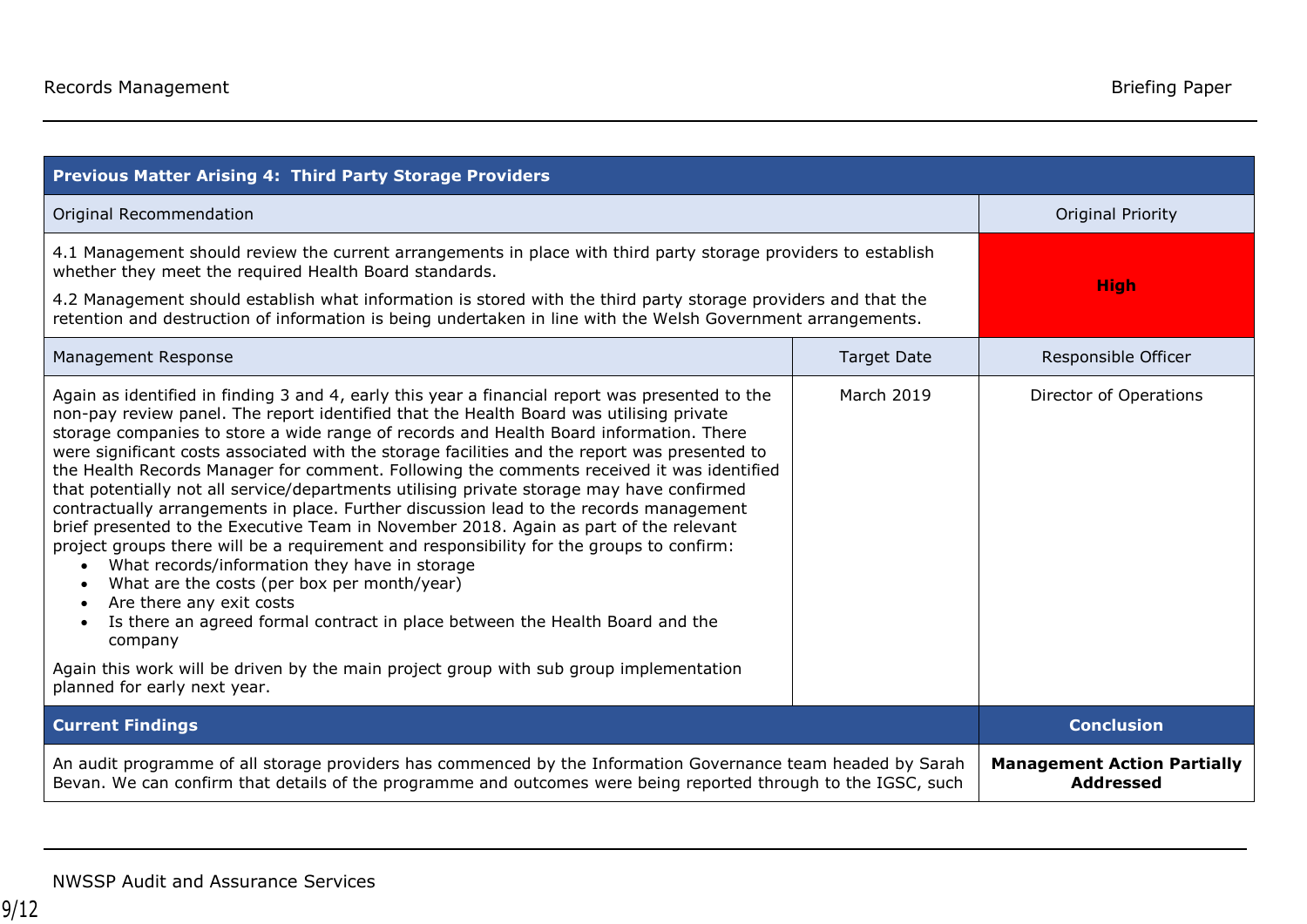| Previous Matter Arising 4: Third Party Storage Providers | | |
|---|---|---|
| Original Recommendation | | Original Priority |
| 4.1 Management should review the current arrangements in place with third party storage providers to establish whether they meet the required Health Board standards.<br>4.2 Management should establish what information is stored with the third party storage providers and that the retention and destruction of information is being undertaken in line with the Welsh Government arrangements. | | **High** |
| Management Response | Target Date | Responsible Officer |
| Again as identified in finding 3 and 4, early this year a financial report was presented to the non-pay review panel. The report identified that the Health Board was utilising private storage companies to store a wide range of records and Health Board information. There were significant costs associated with the storage facilities and the report was presented to the Health Records Manager for comment. Following the comments received it was identified that potentially not all service/departments utilising private storage may have confirmed contractually arrangements in place. Further discussion lead to the records management brief presented to the Executive Team in November 2018. Again as part of the relevant project groups there will be a requirement and responsibility for the groups to confirm:<br>• What records/information they have in storage<br>• What are the costs (per box per month/year)<br>• Are there any exit costs<br>• Is there an agreed formal contract in place between the Health Board and the company<br>Again this work will be driven by the main project group with sub group implementation planned for early next year. | March 2019 | Director of Operations |
| **Current Findings** | | **Conclusion** |
| An audit programme of all storage providers has commenced by the Information Governance team headed by Sarah Bevan. We can confirm that details of the programme and outcomes were being reported through to the IGSC, such | | **Management Action Partially Addressed** |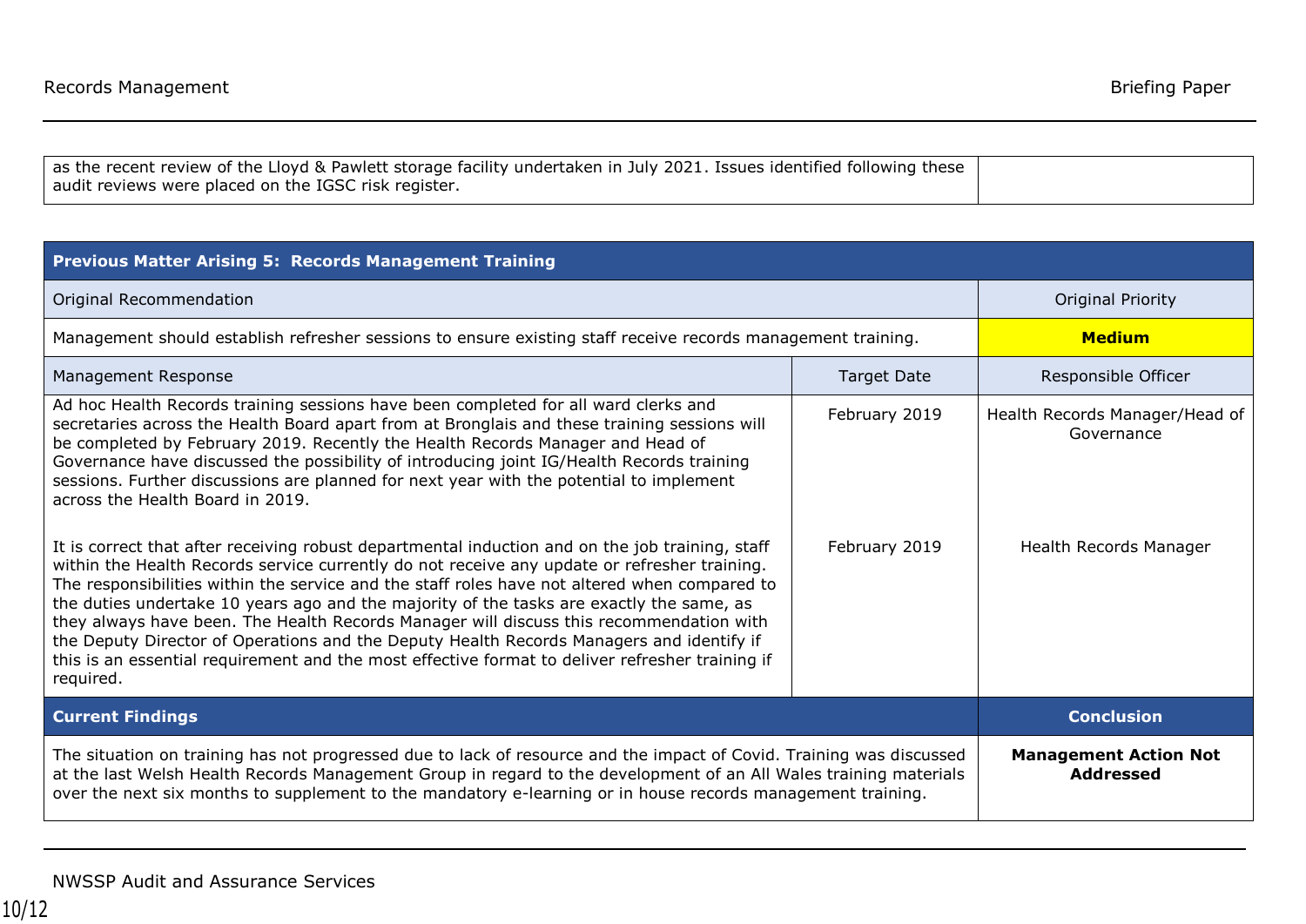| as the recent review of the Lloyd & Pawlett storage facility undertaken in July 2021. Issues identified following these audit reviews were placed on the IGSC risk register. | |
|---|---|

| **Previous Matter Arising 5: Records Management Training** | | |
|---|---|---|
| Original Recommendation | | Original Priority |
| Management should establish refresher sessions to ensure existing staff receive records management training. | | **Medium** |
| Management Response | Target Date | Responsible Officer |
| Ad hoc Health Records training sessions have been completed for all ward clerks and secretaries across the Health Board apart from at Bronglais and these training sessions will be completed by February 2019. Recently the Health Records Manager and Head of Governance have discussed the possibility of introducing joint IG/Health Records training sessions. Further discussions are planned for next year with the potential to implement across the Health Board in 2019. | February 2019 | Health Records Manager/Head of Governance |
| It is correct that after receiving robust departmental induction and on the job training, staff within the Health Records service currently do not receive any update or refresher training. The responsibilities within the service and the staff roles have not altered when compared to the duties undertake 10 years ago and the majority of the tasks are exactly the same, as they always have been. The Health Records Manager will discuss this recommendation with the Deputy Director of Operations and the Deputy Health Records Managers and identify if this is an essential requirement and the most effective format to deliver refresher training if required. | February 2019 | Health Records Manager |
| **Current Findings** | | **Conclusion** |
| The situation on training has not progressed due to lack of resource and the impact of Covid. Training was discussed at the last Welsh Health Records Management Group in regard to the development of an All Wales training materials over the next six months to supplement to the mandatory e-learning or in house records management training. | | **Management Action Not Addressed** |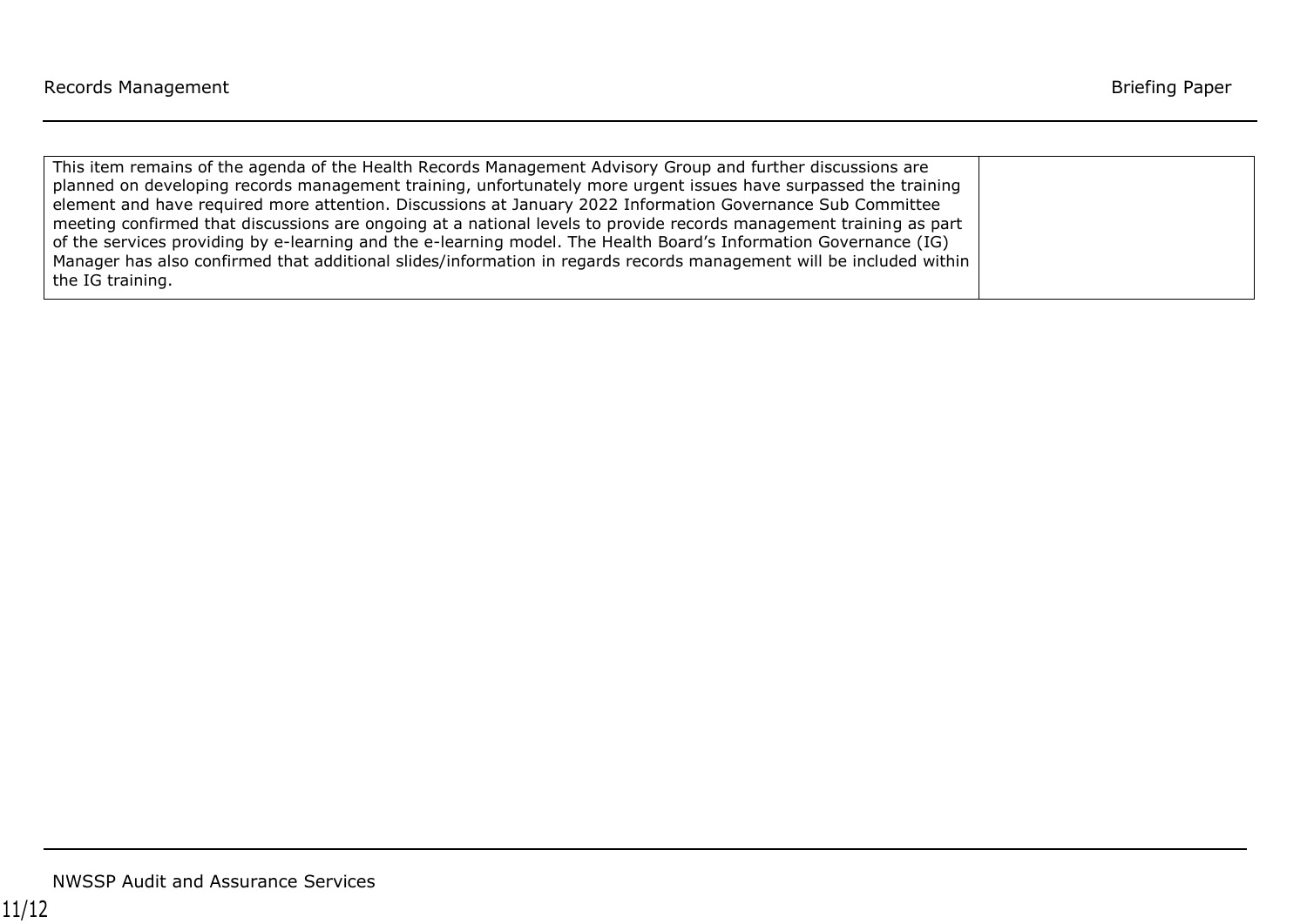| | |
|---|---|
| This item remains of the agenda of the Health Records Management Advisory Group and further discussions are planned on developing records management training, unfortunately more urgent issues have surpassed the training element and have required more attention. Discussions at January 2022 Information Governance Sub Committee meeting confirmed that discussions are ongoing at a national levels to provide records management training as part of the services providing by e-learning and the e-learning model. The Health Board's Information Governance (IG) Manager has also confirmed that additional slides/information in regards records management will be included within the IG training. | |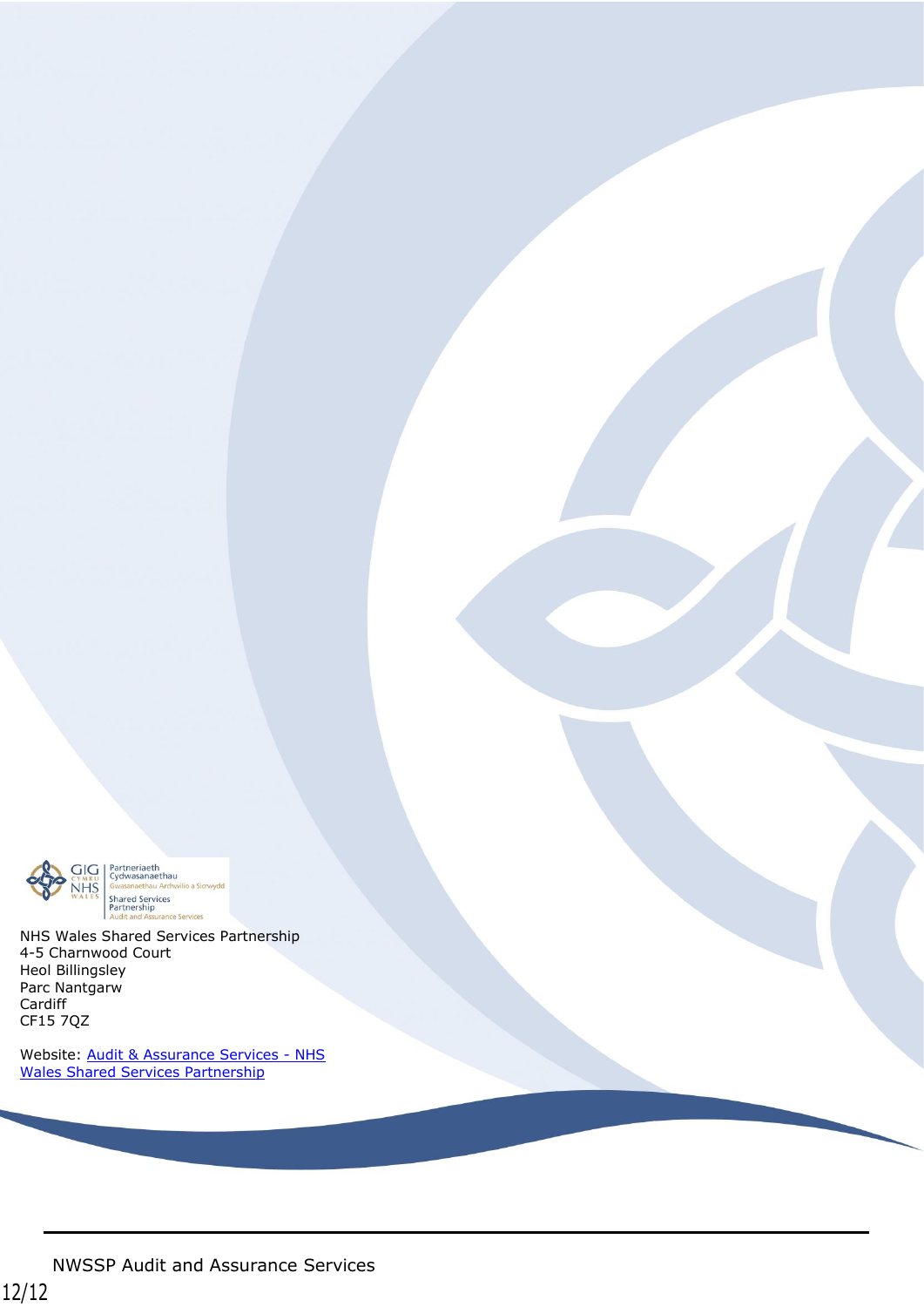GIG CYMRU NHS WALES | Partneriaeth Cydwasanaethau Gwasanaethau Archwilio a Sicrwydd | Shared Services Partnership Audit and Assurance Services

NHS Wales Shared Services Partnership
4-5 Charnwood Court
Heol Billingsley
Parc Nantgarw
Cardiff
CF15 7QZ

Website: [Audit & Assurance Services - NHS Wales Shared Services Partnership]